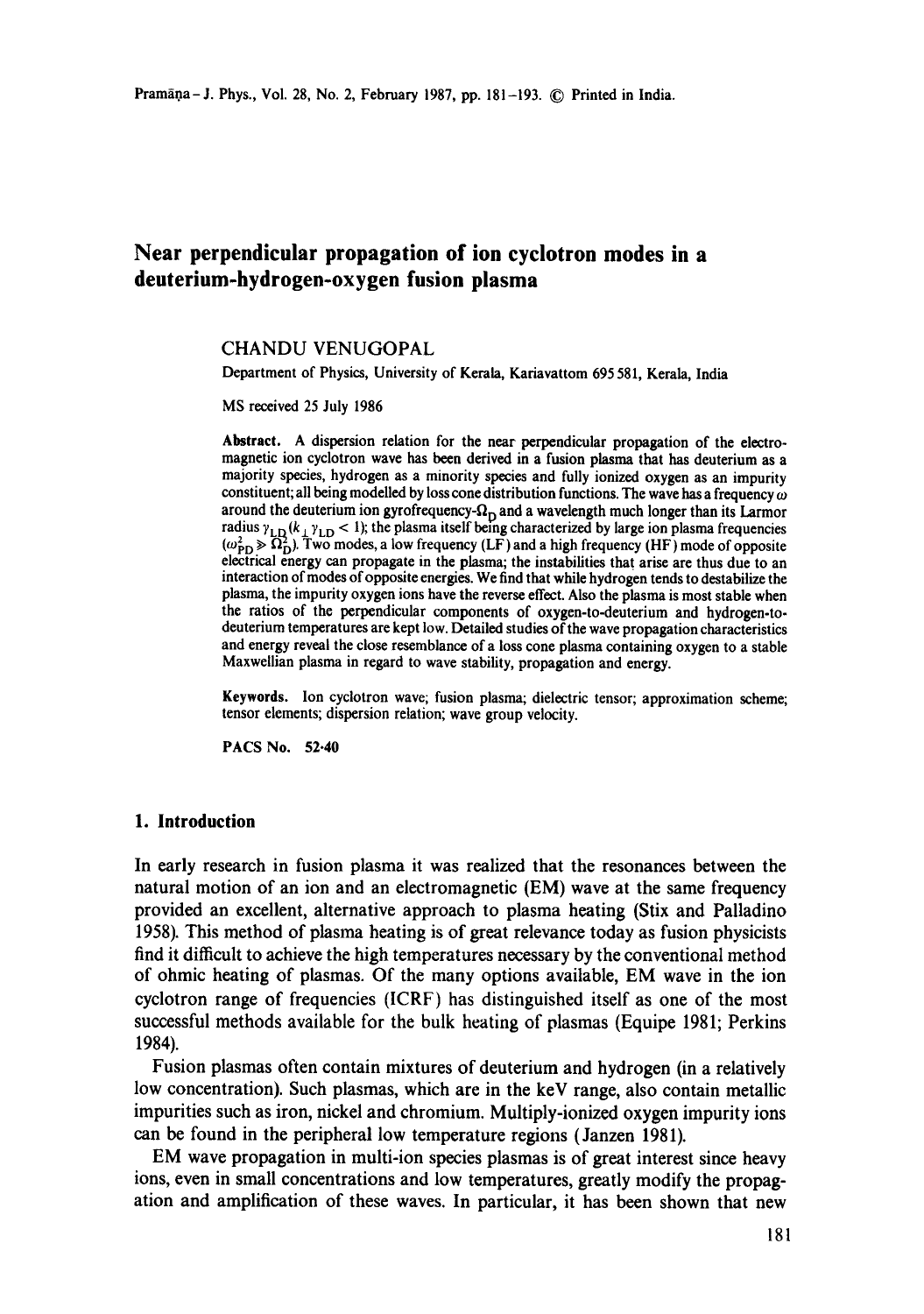# Near perpendicular propagation of ion cyclotron modes in a deuterium-hydrogen-oxygen fusion plasma

CHANDU VENUGOPAL

Department of Physics, University of Kerala, Kariavattom 695 581, Kerala, India

MS received 25 July 1986

**Abstract.** A dispersion relation for the near perpendicular propagation of the electromagnetic ion cyclotron wave has been derived in a fusion plasma that has deuterium as a majority species, hydrogen as a minority species and fully ionized oxygen as an impurity constituent; all being modelled by loss cone distribution functions. The wave has a frequency $\omega$ around the deuterium ion gyrofrequency-$\Omega_D$ and a wavelength much longer than its Larmor radius $\gamma_{LD}$ ($k_\perp \gamma_{LD} < 1$); the plasma itself being characterized by large ion plasma frequencies ($\omega_{PD}^2 \gg \Omega_D^2$). Two modes, a low frequency (LF) and a high frequency (HF) mode of opposite electrical energy can propagate in the plasma; the instabilities that arise are thus due to an interaction of modes of opposite energies. We find that while hydrogen tends to destabilize the plasma, the impurity oxygen ions have the reverse effect. Also the plasma is most stable when the ratios of the perpendicular components of oxygen-to-deuterium and hydrogen-to-deuterium temperatures are kept low. Detailed studies of the wave propagation characteristics and energy reveal the close resemblance of a loss cone plasma containing oxygen to a stable Maxwellian plasma in regard to wave stability, propagation and energy.

**Keywords.** Ion cyclotron wave; fusion plasma; dielectric tensor; approximation scheme; tensor elements; dispersion relation; wave group velocity.

**PACS No.** 52·40

## 1. Introduction

In early research in fusion plasma it was realized that the resonances between the natural motion of an ion and an electromagnetic (EM) wave at the same frequency provided an excellent, alternative approach to plasma heating (Stix and Palladino 1958). This method of plasma heating is of great relevance today as fusion physicists find it difficult to achieve the high temperatures necessary by the conventional method of ohmic heating of plasmas. Of the many options available, EM wave in the ion cyclotron range of frequencies (ICRF) has distinguished itself as one of the most successful methods available for the bulk heating of plasmas (Equipe 1981; Perkins 1984).

Fusion plasmas often contain mixtures of deuterium and hydrogen (in a relatively low concentration). Such plasmas, which are in the keV range, also contain metallic impurities such as iron, nickel and chromium. Multiply-ionized oxygen impurity ions can be found in the peripheral low temperature regions (Janzen 1981).

EM wave propagation in multi-ion species plasmas is of great interest since heavy ions, even in small concentrations and low temperatures, greatly modify the propagation and amplification of these waves. In particular, it has been shown that new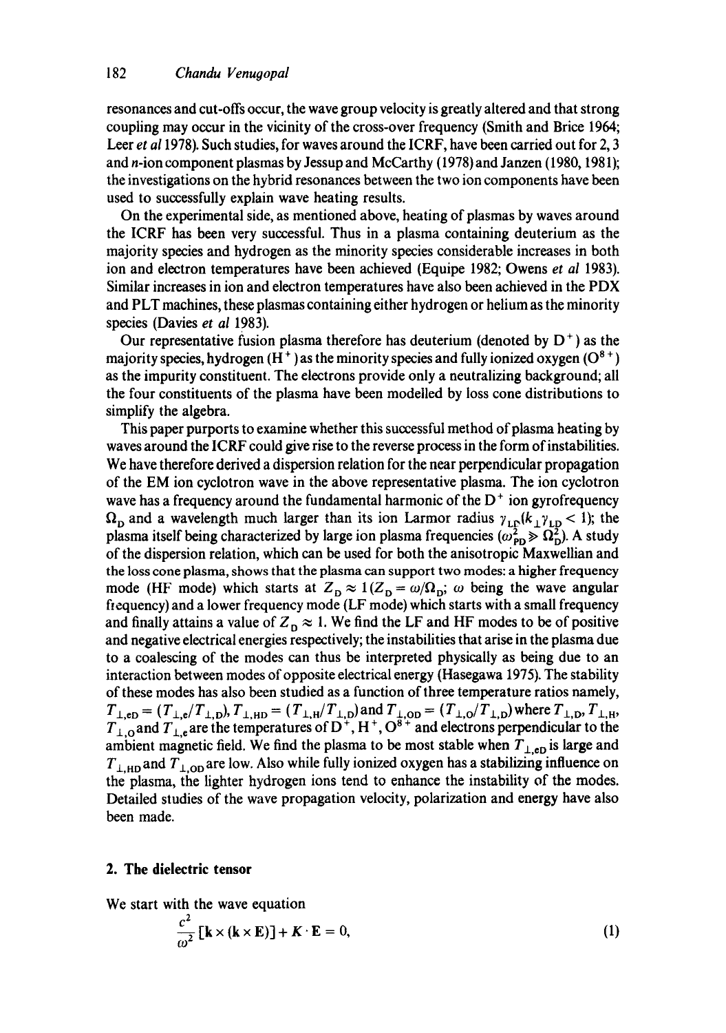resonances and cut-offs occur, the wave group velocity is greatly altered and that strong coupling may occur in the vicinity of the cross-over frequency (Smith and Brice 1964; Leer *et al* 1978). Such studies, for waves around the ICRF, have been carried out for 2, 3 and *n*-ion component plasmas by Jessup and McCarthy (1978) and Janzen (1980, 1981); the investigations on the hybrid resonances between the two ion components have been used to successfully explain wave heating results.

On the experimental side, as mentioned above, heating of plasmas by waves around the ICRF has been very successful. Thus in a plasma containing deuterium as the majority species and hydrogen as the minority species considerable increases in both ion and electron temperatures have been achieved (Equipe 1982; Owens *et al* 1983). Similar increases in ion and electron temperatures have also been achieved in the PDX and PLT machines, these plasmas containing either hydrogen or helium as the minority species (Davies *et al* 1983).

Our representative fusion plasma therefore has deuterium (denoted by $D^+$) as the majority species, hydrogen ($H^+$) as the minority species and fully ionized oxygen ($O^{8+}$) as the impurity constituent. The electrons provide only a neutralizing background; all the four constituents of the plasma have been modelled by loss cone distributions to simplify the algebra.

This paper purports to examine whether this successful method of plasma heating by waves around the ICRF could give rise to the reverse process in the form of instabilities. We have therefore derived a dispersion relation for the near perpendicular propagation of the EM ion cyclotron wave in the above representative plasma. The ion cyclotron wave has a frequency around the fundamental harmonic of the $D^+$ ion gyrofrequency $\Omega_D$ and a wavelength much larger than its ion Larmor radius $\gamma_{LD}(k_\perp \gamma_{LD} < 1)$; the plasma itself being characterized by large ion plasma frequencies ($\omega_{PD}^2 \gg \Omega_D^2$). A study of the dispersion relation, which can be used for both the anisotropic Maxwellian and the loss cone plasma, shows that the plasma can support two modes: a higher frequency mode (HF mode) which starts at $Z_D \approx 1 (Z_D = \omega/\Omega_D$; $\omega$ being the wave angular frequency) and a lower frequency mode (LF mode) which starts with a small frequency and finally attains a value of $Z_D \approx 1$. We find the LF and HF modes to be of positive and negative electrical energies respectively; the instabilities that arise in the plasma due to a coalescing of the modes can thus be interpreted physically as being due to an interaction between modes of opposite electrical energy (Hasegawa 1975). The stability of these modes has also been studied as a function of three temperature ratios namely, $T_{\perp,eD} = (T_{\perp,e}/T_{\perp,D})$, $T_{\perp,HD} = (T_{\perp,H}/T_{\perp,D})$ and $T_{\perp,OD} = (T_{\perp,O}/T_{\perp,D})$ where $T_{\perp,D}$, $T_{\perp,H}$, $T_{\perp,O}$ and $T_{\perp,e}$ are the temperatures of $D^+$, $H^+$, $O^{8+}$ and electrons perpendicular to the ambient magnetic field. We find the plasma to be most stable when $T_{\perp,eD}$ is large and $T_{\perp,HD}$ and $T_{\perp,OD}$ are low. Also while fully ionized oxygen has a stabilizing influence on the plasma, the lighter hydrogen ions tend to enhance the instability of the modes. Detailed studies of the wave propagation velocity, polarization and energy have also been made.

## 2. The dielectric tensor

We start with the wave equation

$$\frac{c^2}{\omega^2}[\mathbf{k} \times (\mathbf{k} \times \mathbf{E})] + \boldsymbol{K} \cdot \mathbf{E} = 0, \tag{1}$$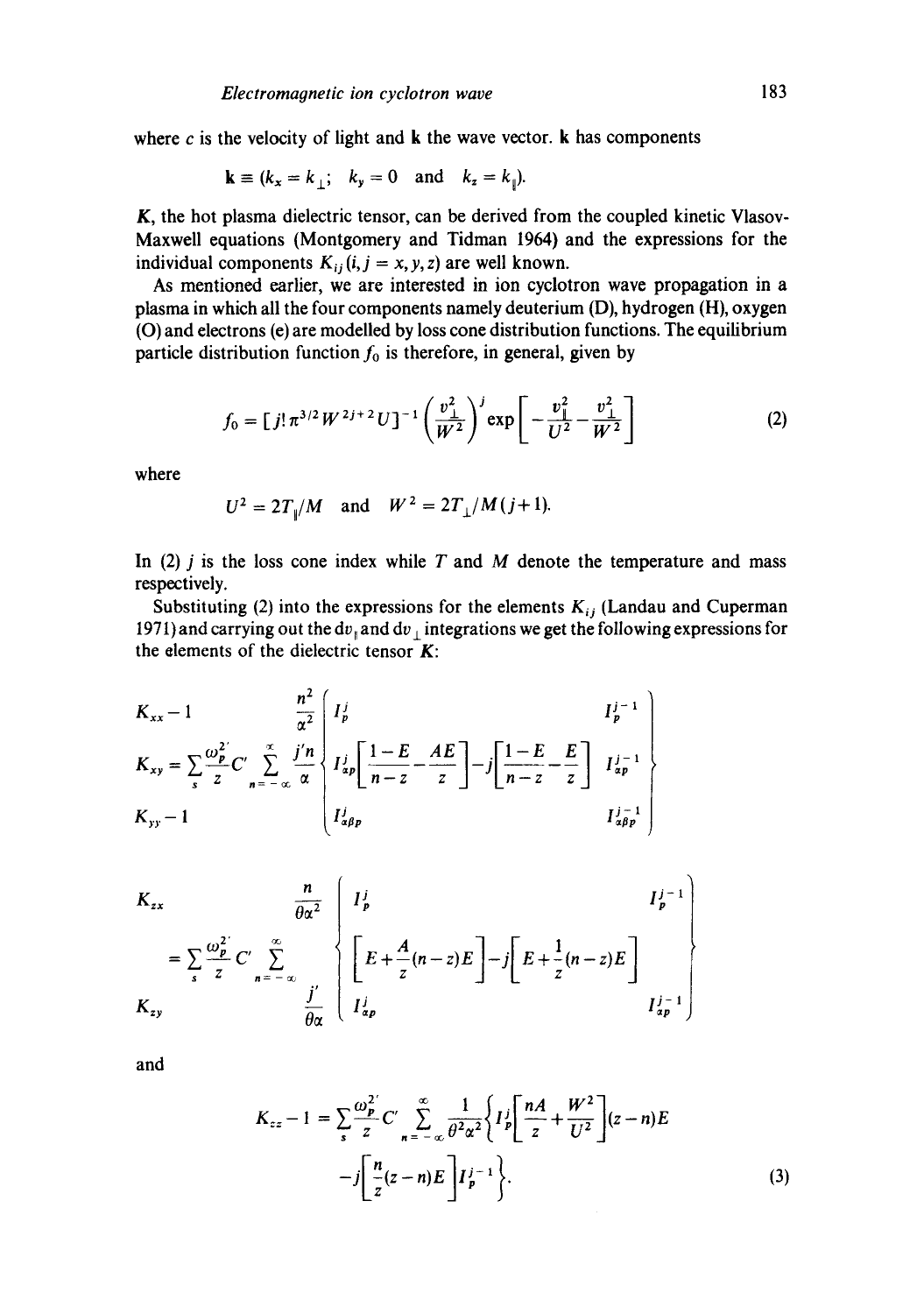where $c$ is the velocity of light and $\mathbf{k}$ the wave vector. $\mathbf{k}$ has components

$$\mathbf{k} \equiv (k_x = k_\perp; \quad k_y = 0 \quad \text{and} \quad k_z = k_\parallel).$$

$\boldsymbol{K}$, the hot plasma dielectric tensor, can be derived from the coupled kinetic Vlasov-Maxwell equations (Montgomery and Tidman 1964) and the expressions for the individual components $K_{ij}\,(i, j = x, y, z)$ are well known.

As mentioned earlier, we are interested in ion cyclotron wave propagation in a plasma in which all the four components namely deuterium (D), hydrogen (H), oxygen (O) and electrons (e) are modelled by loss cone distribution functions. The equilibrium particle distribution function $f_0$ is therefore, in general, given by

$$f_0 = [j!\,\pi^{3/2} W^{2j+2} U]^{-1} \left(\frac{v_\perp^2}{W^2}\right)^j \exp\left[-\frac{v_\parallel^2}{U^2} - \frac{v_\perp^2}{W^2}\right] \tag{2}$$

where

$$U^2 = 2T_\parallel/M \quad \text{and} \quad W^2 = 2T_\perp/M(j+1).$$

In (2) $j$ is the loss cone index while $T$ and $M$ denote the temperature and mass respectively.

Substituting (2) into the expressions for the elements $K_{ij}$ (Landau and Cuperman 1971) and carrying out the $\mathrm{d}v_\parallel$ and $\mathrm{d}v_\perp$ integrations we get the following expressions for the elements of the dielectric tensor $\boldsymbol{K}$:

$$\left.\begin{matrix} K_{xx} - 1 \\ K_{xy} \\ K_{yy} - 1 \end{matrix}\right\} = \sum_s \frac{\omega_p^{2'}}{z} C' \sum_{n=-\infty}^{\infty} \begin{matrix} \dfrac{n^2}{\alpha^2} \\ \dfrac{j'n}{\alpha} \\ \; \end{matrix} \left\{ \begin{matrix} I_p^j & & I_p^{j-1} \\ I_{\alpha p}^j \left[\dfrac{1-E}{n-z} - \dfrac{AE}{z}\right] & -j\left[\dfrac{1-E}{n-z} - \dfrac{E}{z}\right] & I_{\alpha p}^{j-1} \\ I_{\alpha\beta p}^j & & I_{\alpha\beta p}^{j-1} \end{matrix} \right\}$$

$$\left.\begin{matrix} K_{zx} \\ \\ K_{zy} \end{matrix}\right\} = \sum_s \frac{\omega_p^{2'}}{z} C' \sum_{n=-\infty}^{\infty} \begin{matrix} \dfrac{n}{\theta\alpha^2} \\ \\ \dfrac{j'}{\theta\alpha} \end{matrix} \left\{ \begin{matrix} I_p^j & & I_p^{j-1} \\ \left[E + \dfrac{A}{z}(n-z)E\right] & -j\left[E + \dfrac{1}{z}(n-z)E\right] & \\ I_{\alpha p}^j & & I_{\alpha p}^{j-1} \end{matrix} \right\}$$

and

$$K_{zz} - 1 = \sum_s \frac{\omega_p^{2'}}{z} C' \sum_{n=-\infty}^{\infty} \frac{1}{\theta^2\alpha^2} \left\{ I_p^j \left[\frac{nA}{z} + \frac{W^2}{U^2}\right](z-n)E - j\left[\frac{n}{z}(z-n)E\right] I_p^{j-1} \right\}. \tag{3}$$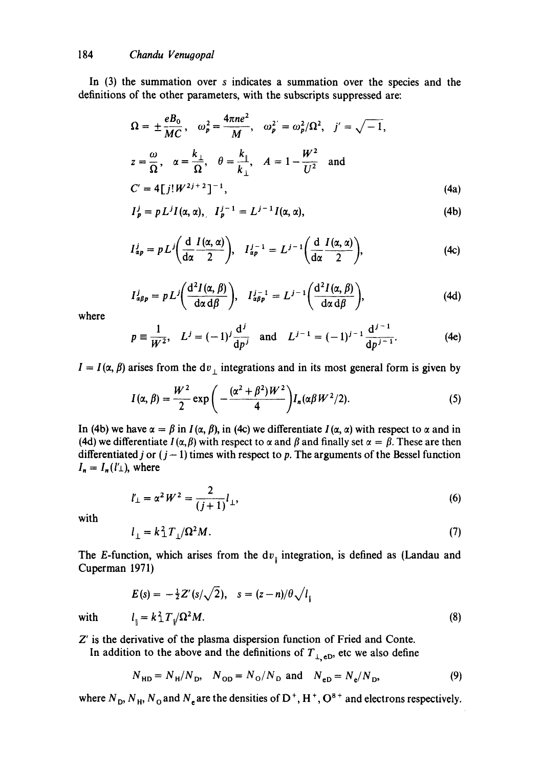In (3) the summation over $s$ indicates a summation over the species and the definitions of the other parameters, with the subscripts suppressed are:

$$\Omega = \pm\frac{eB_0}{MC}, \quad \omega_p^2 = \frac{4\pi ne^2}{M}, \quad \omega_p^{2'} = \omega_p^2/\Omega^2, \quad j' = \sqrt{-1},$$

$$z = \frac{\omega}{\Omega}, \quad \alpha = \frac{k_\perp}{\Omega}, \quad \theta = \frac{k_\parallel}{k_\perp}, \quad A = 1 - \frac{W^2}{U^2} \quad \text{and}$$

$$C' = 4[j!W^{2j+2}]^{-1}, \tag{4a}$$

$$I_p^j = pL^j I(\alpha, \alpha), \quad I_p^{j-1} = L^{j-1} I(\alpha, \alpha), \tag{4b}$$

$$I_{\alpha p}^j = pL^j\left(\frac{\mathrm{d}}{\mathrm{d}\alpha}\frac{I(\alpha,\alpha)}{2}\right), \quad I_{\alpha p}^{j-1} = L^{j-1}\left(\frac{\mathrm{d}}{\mathrm{d}\alpha}\frac{I(\alpha,\alpha)}{2}\right), \tag{4c}$$

$$I_{\alpha\beta p}^j = pL^j\left(\frac{\mathrm{d}^2 I(\alpha,\beta)}{\mathrm{d}\alpha\,\mathrm{d}\beta}\right), \quad I_{\alpha\beta p}^{j-1} = L^{j-1}\left(\frac{\mathrm{d}^2 I(\alpha,\beta)}{\mathrm{d}\alpha\,\mathrm{d}\beta}\right), \tag{4d}$$

where

$$p \equiv \frac{1}{W^2}, \quad L^j = (-1)^j \frac{\mathrm{d}^j}{\mathrm{d}p^j} \quad \text{and} \quad L^{j-1} = (-1)^{j-1}\frac{\mathrm{d}^{j-1}}{\mathrm{d}p^{j-1}}. \tag{4e}$$

$I = I(\alpha, \beta)$ arises from the $\mathrm{d}v_\perp$ integrations and in its most general form is given by

$$I(\alpha, \beta) = \frac{W^2}{2}\exp\left(-\frac{(\alpha^2+\beta^2)W^2}{4}\right) I_n(\alpha\beta W^2/2). \tag{5}$$

In (4b) we have $\alpha = \beta$ in $I(\alpha, \beta)$, in (4c) we differentiate $I(\alpha, \alpha)$ with respect to $\alpha$ and in (4d) we differentiate $I(\alpha, \beta)$ with respect to $\alpha$ and $\beta$ and finally set $\alpha = \beta$. These are then differentiated $j$ or $(j-1)$ times with respect to $p$. The arguments of the Bessel function $I_n = I_n(l'_\perp)$, where

$$l'_\perp = \alpha^2 W^2 = \frac{2}{(j+1)} l_\perp, \tag{6}$$

with

$$l_\perp = k_\perp^2 T_\perp/\Omega^2 M. \tag{7}$$

The $E$-function, which arises from the $\mathrm{d}v_\parallel$ integration, is defined as (Landau and Cuperman 1971)

$$E(s) = -\tfrac{1}{2}Z'(s/\sqrt{2}), \quad s = (z-n)/\theta\sqrt{l_\parallel}$$

with

$$l_\parallel = k_\perp^2 T_\parallel/\Omega^2 M. \tag{8}$$

$Z'$ is the derivative of the plasma dispersion function of Fried and Conte.

In addition to the above and the definitions of $T_{\perp,\mathrm{eD}}$, etc we also define

$$N_{\mathrm{HD}} = N_{\mathrm{H}}/N_{\mathrm{D}}, \quad N_{\mathrm{OD}} = N_{\mathrm{O}}/N_{\mathrm{D}} \text{ and } \quad N_{\mathrm{eD}} = N_{\mathrm{e}}/N_{\mathrm{D}}, \tag{9}$$

where $N_{\mathrm{D}}$, $N_{\mathrm{H}}$, $N_{\mathrm{O}}$ and $N_{\mathrm{e}}$ are the densities of $D^+$, $H^+$, $O^{8+}$ and electrons respectively.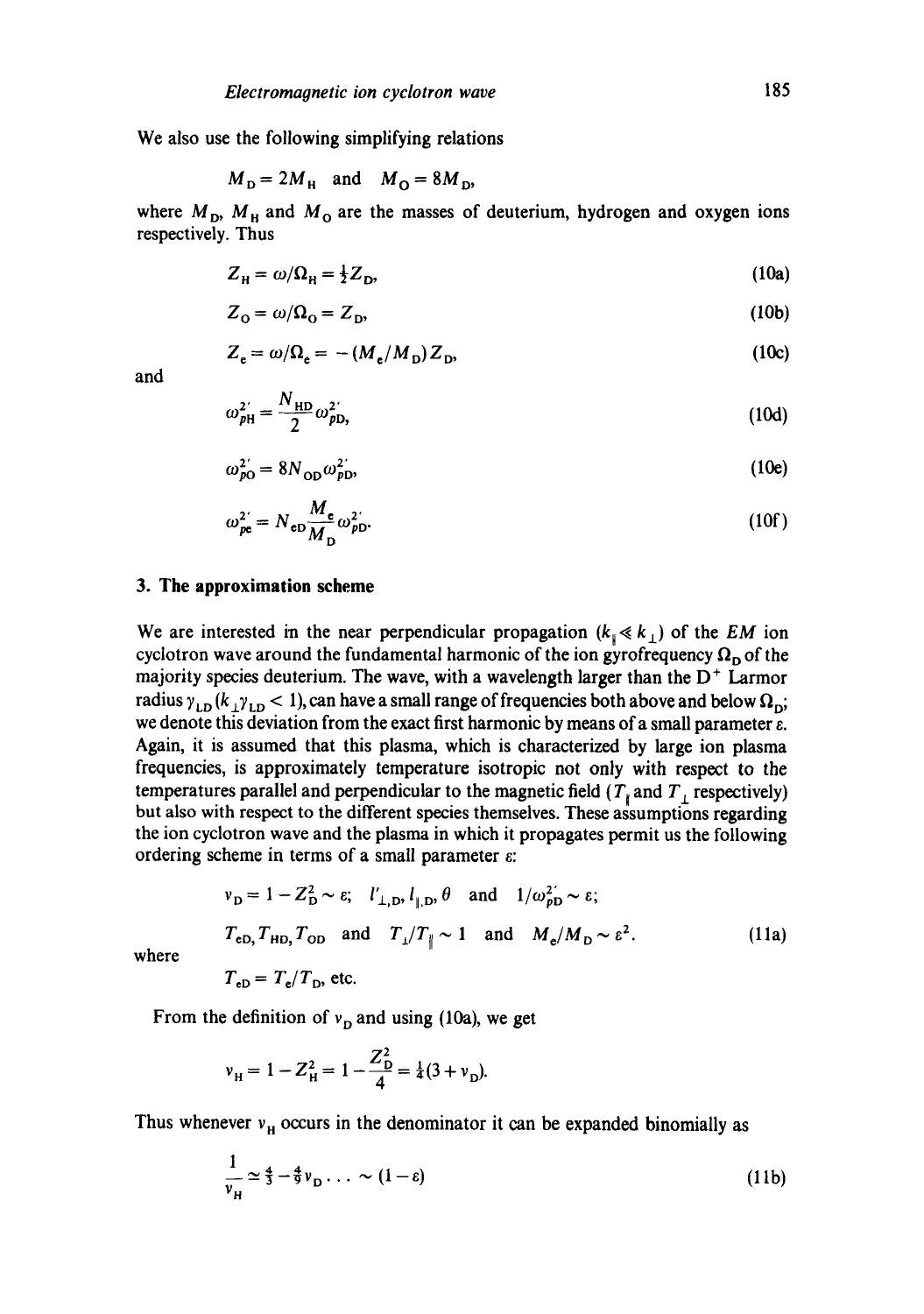We also use the following simplifying relations

$$M_D = 2M_H \quad \text{and} \quad M_O = 8M_D,$$

where $M_D$, $M_H$ and $M_O$ are the masses of deuterium, hydrogen and oxygen ions respectively. Thus

$$Z_H = \omega/\Omega_H = \tfrac{1}{2}Z_D, \tag{10a}$$

$$Z_O = \omega/\Omega_O = Z_D, \tag{10b}$$

$$Z_e = \omega/\Omega_e = -(M_e/M_D)Z_D, \tag{10c}$$

and

$$\omega_{pH}^{2'} = \frac{N_{HD}}{2}\omega_{pD}^{2'}, \tag{10d}$$

$$\omega_{pO}^{2'} = 8N_{OD}\omega_{pD}^{2'}, \tag{10e}$$

$$\omega_{pe}^{2'} = N_{eD}\frac{M_e}{M_D}\omega_{pD}^{2'}. \tag{10f}$$

## 3. The approximation scheme

We are interested in the near perpendicular propagation ($k_\parallel \ll k_\perp$) of the $EM$ ion cyclotron wave around the fundamental harmonic of the ion gyrofrequency $\Omega_D$ of the majority species deuterium. The wave, with a wavelength larger than the $D^+$ Larmor radius $\gamma_{LD}$ ($k_\perp \gamma_{LD} < 1$), can have a small range of frequencies both above and below $\Omega_D$; we denote this deviation from the exact first harmonic by means of a small parameter $\varepsilon$. Again, it is assumed that this plasma, which is characterized by large ion plasma frequencies, is approximately temperature isotropic not only with respect to the temperatures parallel and perpendicular to the magnetic field ($T_\parallel$ and $T_\perp$ respectively) but also with respect to the different species themselves. These assumptions regarding the ion cyclotron wave and the plasma in which it propagates permit us the following ordering scheme in terms of a small parameter $\varepsilon$:

$$\begin{aligned} &\nu_D = 1 - Z_D^2 \sim \varepsilon; \quad l'_{\perp,D}, l_{\parallel,D}, \theta \quad \text{and} \quad 1/\omega_{pD}^{2'} \sim \varepsilon; \\ &T_{eD}, T_{HD}, T_{OD} \quad \text{and} \quad T_\perp/T_\parallel \sim 1 \quad \text{and} \quad M_e/M_D \sim \varepsilon^2. \end{aligned} \tag{11a}$$

where

$$T_{eD} = T_e/T_D, \text{ etc.}$$

From the definition of $\nu_D$ and using (10a), we get

$$\nu_H = 1 - Z_H^2 = 1 - \frac{Z_D^2}{4} = \tfrac{1}{4}(3 + \nu_D).$$

Thus whenever $\nu_H$ occurs in the denominator it can be expanded binomially as

$$\frac{1}{\nu_H} \simeq \tfrac{4}{3} - \tfrac{4}{9}\nu_D \ldots \sim (1 - \varepsilon) \tag{11b}$$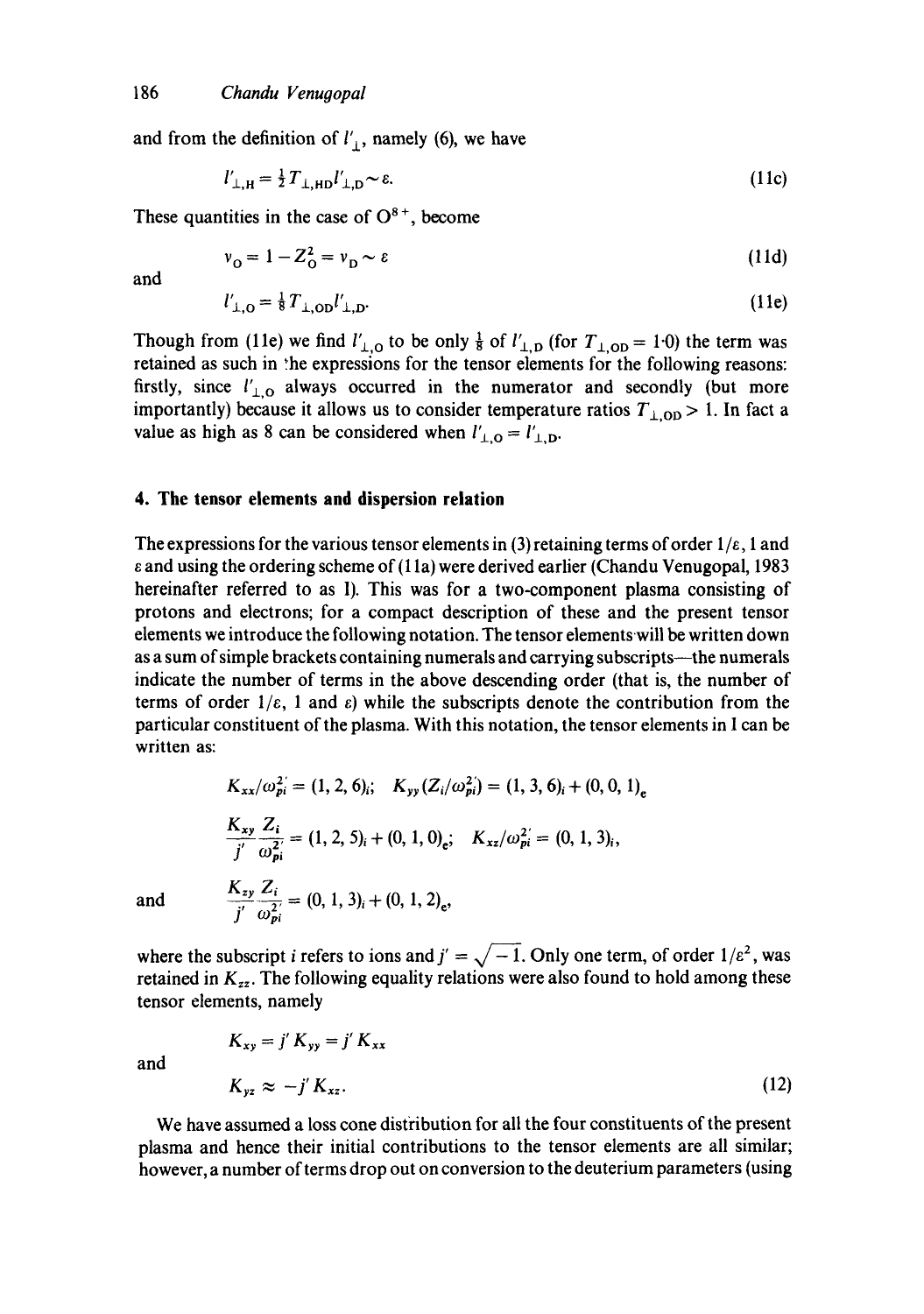and from the definition of $l'_{\perp}$, namely (6), we have

$$l'_{\perp,\mathrm{H}} = \tfrac{1}{2} T_{\perp,\mathrm{HD}} l'_{\perp,\mathrm{D}} \sim \varepsilon. \tag{11c}$$

These quantities in the case of $O^{8+}$, become

$$v_{\mathrm{O}} = 1 - Z_{\mathrm{O}}^2 = v_{\mathrm{D}} \sim \varepsilon \tag{11d}$$

and

$$l'_{\perp,\mathrm{O}} = \tfrac{1}{8} T_{\perp,\mathrm{OD}} l'_{\perp,\mathrm{D}}. \tag{11e}$$

Though from (11e) we find $l'_{\perp,\mathrm{O}}$ to be only $\frac{1}{8}$ of $l'_{\perp,\mathrm{D}}$ (for $T_{\perp,\mathrm{OD}} = 1{\cdot}0$) the term was retained as such in the expressions for the tensor elements for the following reasons: firstly, since $l'_{\perp,\mathrm{O}}$ always occurred in the numerator and secondly (but more importantly) because it allows us to consider temperature ratios $T_{\perp,\mathrm{OD}} > 1$. In fact a value as high as 8 can be considered when $l'_{\perp,\mathrm{O}} = l'_{\perp,\mathrm{D}}$.

## 4. The tensor elements and dispersion relation

The expressions for the various tensor elements in (3) retaining terms of order $1/\varepsilon$, 1 and $\varepsilon$ and using the ordering scheme of (11a) were derived earlier (Chandu Venugopal, 1983 hereinafter referred to as I). This was for a two-component plasma consisting of protons and electrons; for a compact description of these and the present tensor elements we introduce the following notation. The tensor elements will be written down as a sum of simple brackets containing numerals and carrying subscripts—the numerals indicate the number of terms in the above descending order (that is, the number of terms of order $1/\varepsilon$, 1 and $\varepsilon$) while the subscripts denote the contribution from the particular constituent of the plasma. With this notation, the tensor elements in I can be written as:

$$K_{xx}/\omega_{pi}^{2'} = (1, 2, 6)_i; \quad K_{yy}(Z_i/\omega_{pi}^{2'}) = (1, 3, 6)_i + (0, 0, 1)_e$$

$$\frac{K_{xy}}{j'}\frac{Z_i}{\omega_{pi}^{2'}} = (1, 2, 5)_i + (0, 1, 0)_e; \quad K_{xz}/\omega_{pi}^{2'} = (0, 1, 3)_i,$$

and

$$\frac{K_{zy}}{j'}\frac{Z_i}{\omega_{pi}^{2'}} = (0, 1, 3)_i + (0, 1, 2)_e,$$

where the subscript $i$ refers to ions and $j' = \sqrt{-1}$. Only one term, of order $1/\varepsilon^2$, was retained in $K_{zz}$. The following equality relations were also found to hold among these tensor elements, namely

$$K_{xy} = j' K_{yy} = j' K_{xx}$$

and

$$K_{yz} \approx -j' K_{xz}. \tag{12}$$

We have assumed a loss cone distribution for all the four constituents of the present plasma and hence their initial contributions to the tensor elements are all similar; however, a number of terms drop out on conversion to the deuterium parameters (using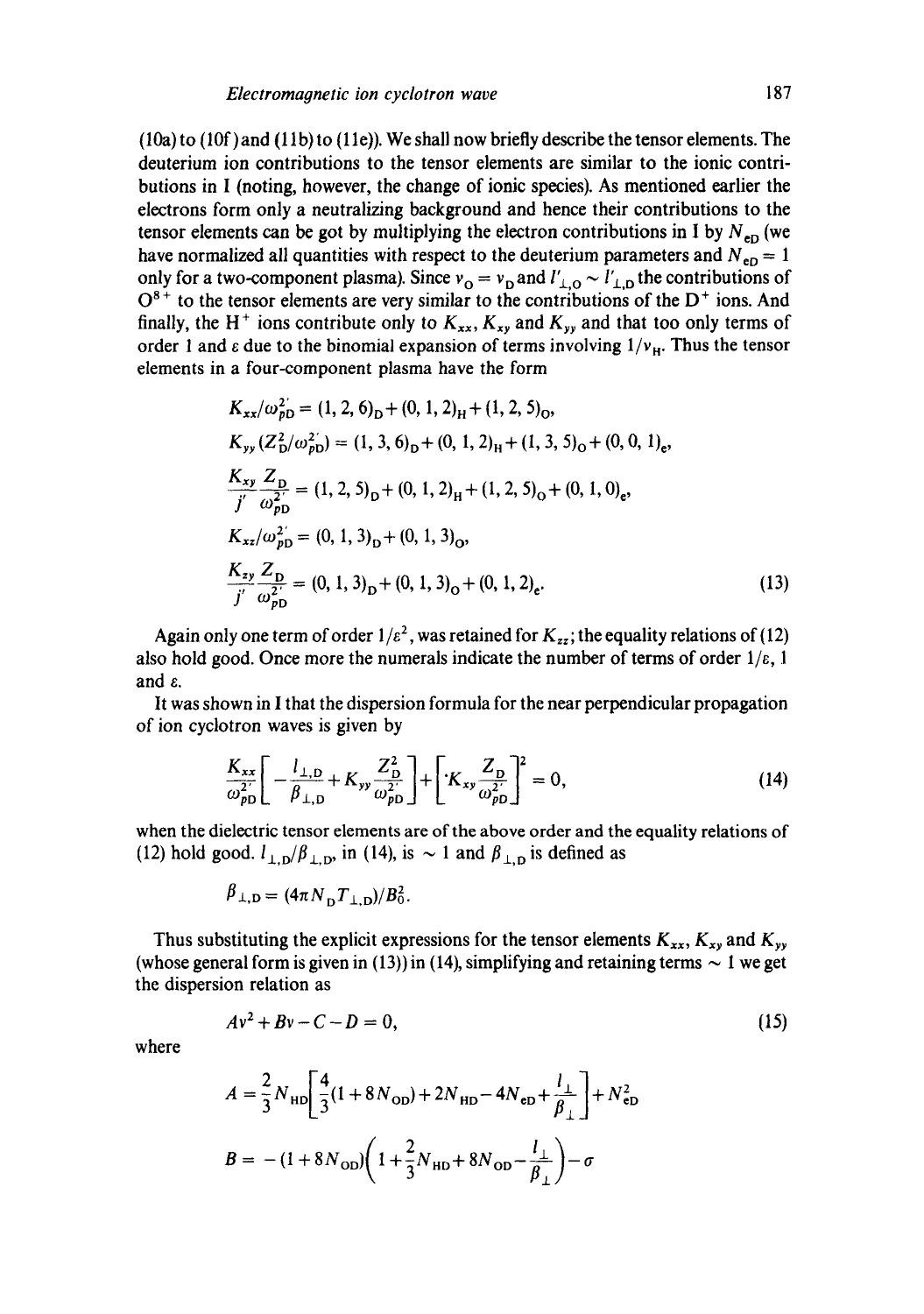(10a) to (10f) and (11b) to (11e)). We shall now briefly describe the tensor elements. The deuterium ion contributions to the tensor elements are similar to the ionic contributions in I (noting, however, the change of ionic species). As mentioned earlier the electrons form only a neutralizing background and hence their contributions to the tensor elements can be got by multiplying the electron contributions in I by $N_{eD}$ (we have normalized all quantities with respect to the deuterium parameters and $N_{eD} = 1$ only for a two-component plasma). Since $v_O = v_D$ and $l'_{\perp,O} \sim l'_{\perp,D}$ the contributions of $O^{8+}$ to the tensor elements are very similar to the contributions of the $D^+$ ions. And finally, the $H^+$ ions contribute only to $K_{xx}$, $K_{xy}$ and $K_{yy}$ and that too only terms of order 1 and $\varepsilon$ due to the binomial expansion of terms involving $1/v_H$. Thus the tensor elements in a four-component plasma have the form

$$
\begin{aligned}
K_{xx}/\omega_{pD}^{2'} &= (1, 2, 6)_D + (0, 1, 2)_H + (1, 2, 5)_O,\\
K_{yy}(Z_D^2/\omega_{pD}^{2'}) &= (1, 3, 6)_D + (0, 1, 2)_H + (1, 3, 5)_O + (0, 0, 1)_e,\\
\frac{K_{xy}}{j'}\frac{Z_D}{\omega_{pD}^{2'}} &= (1, 2, 5)_D + (0, 1, 2)_H + (1, 2, 5)_O + (0, 1, 0)_e,\\
K_{xz}/\omega_{pD}^{2'} &= (0, 1, 3)_D + (0, 1, 3)_O,\\
\frac{K_{zy}}{j'}\frac{Z_D}{\omega_{pD}^{2'}} &= (0, 1, 3)_D + (0, 1, 3)_O + (0, 1, 2)_e.
\end{aligned}
\tag{13}
$$

Again only one term of order $1/\varepsilon^2$, was retained for $K_{zz}$; the equality relations of (12) also hold good. Once more the numerals indicate the number of terms of order $1/\varepsilon$, 1 and $\varepsilon$.

It was shown in I that the dispersion formula for the near perpendicular propagation of ion cyclotron waves is given by

$$
\frac{K_{xx}}{\omega_{pD}^{2'}}\left[-\frac{l_{\perp,D}}{\beta_{\perp,D}} + K_{yy}\frac{Z_D^2}{\omega_{pD}^{2'}}\right] + \left[\cdot K_{xy}\frac{Z_D}{\omega_{pD}^{2'}}\right]^2 = 0, \tag{14}
$$

when the dielectric tensor elements are of the above order and the equality relations of (12) hold good. $l_{\perp,D}/\beta_{\perp,D}$, in (14), is $\sim 1$ and $\beta_{\perp,D}$ is defined as

$$
\beta_{\perp,D} = (4\pi N_D T_{\perp,D})/B_0^2.
$$

Thus substituting the explicit expressions for the tensor elements $K_{xx}$, $K_{xy}$ and $K_{yy}$ (whose general form is given in (13)) in (14), simplifying and retaining terms $\sim 1$ we get the dispersion relation as

$$
Av^2 + Bv - C - D = 0, \tag{15}
$$

where

$$
A = \frac{2}{3}N_{HD}\left[\frac{4}{3}(1 + 8N_{OD}) + 2N_{HD} - 4N_{eD} + \frac{l_\perp}{\beta_\perp}\right] + N_{eD}^2
$$

$$
B = -(1 + 8N_{OD})\left(1 + \frac{2}{3}N_{HD} + 8N_{OD} - \frac{l_\perp}{\beta_\perp}\right) - \sigma
$$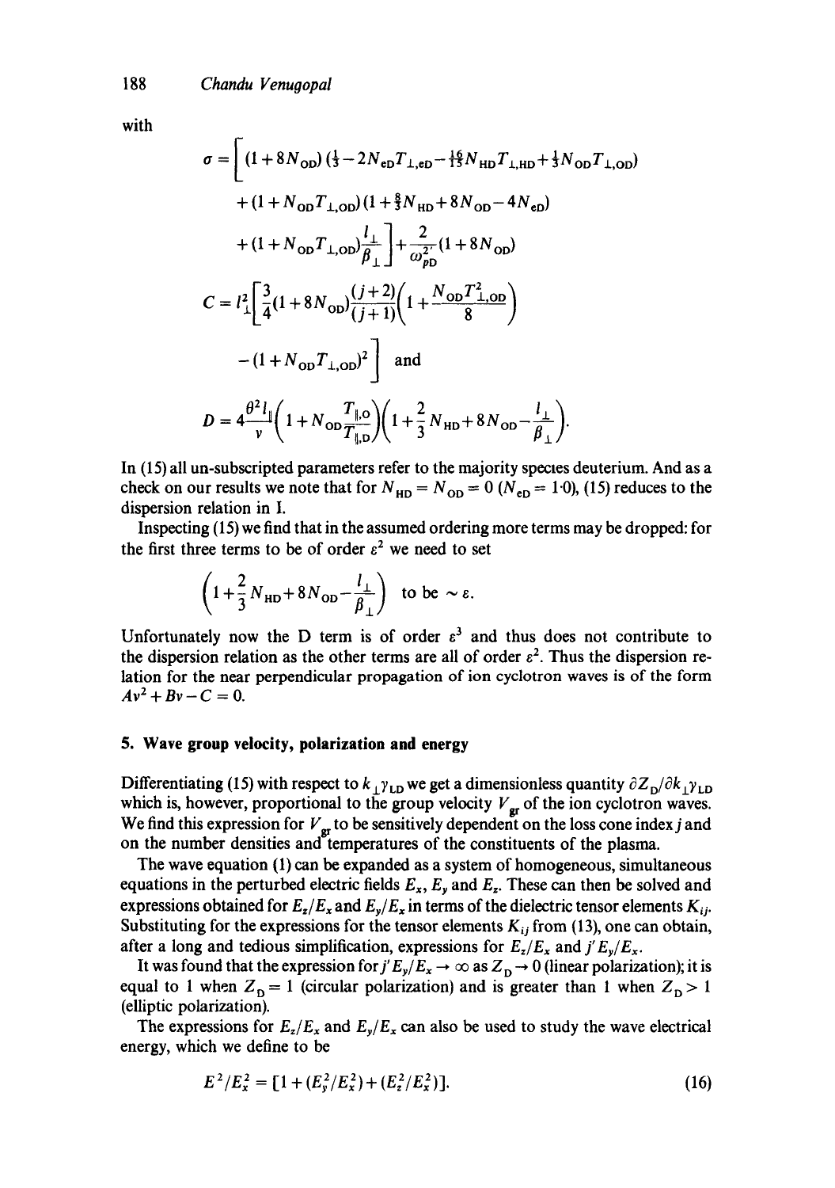with

$$\sigma = \left[ (1+8N_{\rm OD})\left(\tfrac{1}{3} - 2N_{\rm eD}T_{\perp,\rm eD} - \tfrac{16}{15}N_{\rm HD}T_{\perp,\rm HD} + \tfrac{1}{3}N_{\rm OD}T_{\perp,\rm OD}\right) \right.$$
$$+ (1+N_{\rm OD}T_{\perp,\rm OD})\left(1 + \tfrac{8}{3}N_{\rm HD} + 8N_{\rm OD} - 4N_{\rm eD}\right)$$
$$\left. + (1+N_{\rm OD}T_{\perp,\rm OD})\frac{l_\perp}{\beta_\perp} \right] + \frac{2}{\omega_{p\rm D}^{2'}}(1+8N_{\rm OD})$$

$$C = l_\perp^2 \left[ \frac{3}{4}(1+8N_{\rm OD})\frac{(j+2)}{(j+1)}\left(1 + \frac{N_{\rm OD}T_{\perp,\rm OD}^2}{8}\right) \right.$$
$$\left. - (1+N_{\rm OD}T_{\perp,\rm OD})^2 \right] \quad \text{and}$$

$$D = 4\frac{\theta^2 l_\parallel}{v}\left(1 + N_{\rm OD}\frac{T_{\parallel,\rm O}}{T_{\parallel,\rm D}}\right)\left(1 + \frac{2}{3}N_{\rm HD} + 8N_{\rm OD} - \frac{l_\perp}{\beta_\perp}\right).$$

In (15) all un-subscripted parameters refer to the majority species deuterium. And as a check on our results we note that for $N_{\rm HD} = N_{\rm OD} = 0$ ($N_{\rm eD} = 1{\cdot}0$), (15) reduces to the dispersion relation in I.

Inspecting (15) we find that in the assumed ordering more terms may be dropped: for the first three terms to be of order $\varepsilon^2$ we need to set

$$\left(1 + \frac{2}{3}N_{\rm HD} + 8N_{\rm OD} - \frac{l_\perp}{\beta_\perp}\right) \quad \text{to be} \sim \varepsilon.$$

Unfortunately now the D term is of order $\varepsilon^3$ and thus does not contribute to the dispersion relation as the other terms are all of order $\varepsilon^2$. Thus the dispersion relation for the near perpendicular propagation of ion cyclotron waves is of the form $Av^2 + Bv - C = 0$.

## 5. Wave group velocity, polarization and energy

Differentiating (15) with respect to $k_\perp \gamma_{\rm LD}$ we get a dimensionless quantity $\partial Z_{\rm D}/\partial k_\perp \gamma_{\rm LD}$ which is, however, proportional to the group velocity $V_{\rm gr}$ of the ion cyclotron waves. We find this expression for $V_{\rm gr}$ to be sensitively dependent on the loss cone index $j$ and on the number densities and temperatures of the constituents of the plasma.

The wave equation (1) can be expanded as a system of homogeneous, simultaneous equations in the perturbed electric fields $E_x$, $E_y$ and $E_z$. These can then be solved and expressions obtained for $E_z/E_x$ and $E_y/E_x$ in terms of the dielectric tensor elements $K_{ij}$. Substituting for the expressions for the tensor elements $K_{ij}$ from (13), one can obtain, after a long and tedious simplification, expressions for $E_z/E_x$ and $j'E_y/E_x$.

It was found that the expression for $j'E_y/E_x \to \infty$ as $Z_{\rm D} \to 0$ (linear polarization); it is equal to 1 when $Z_{\rm D} = 1$ (circular polarization) and is greater than 1 when $Z_{\rm D} > 1$ (elliptic polarization).

The expressions for $E_z/E_x$ and $E_y/E_x$ can also be used to study the wave electrical energy, which we define to be

$$E^2/E_x^2 = [1 + (E_y^2/E_x^2) + (E_z^2/E_x^2)]. \tag{16}$$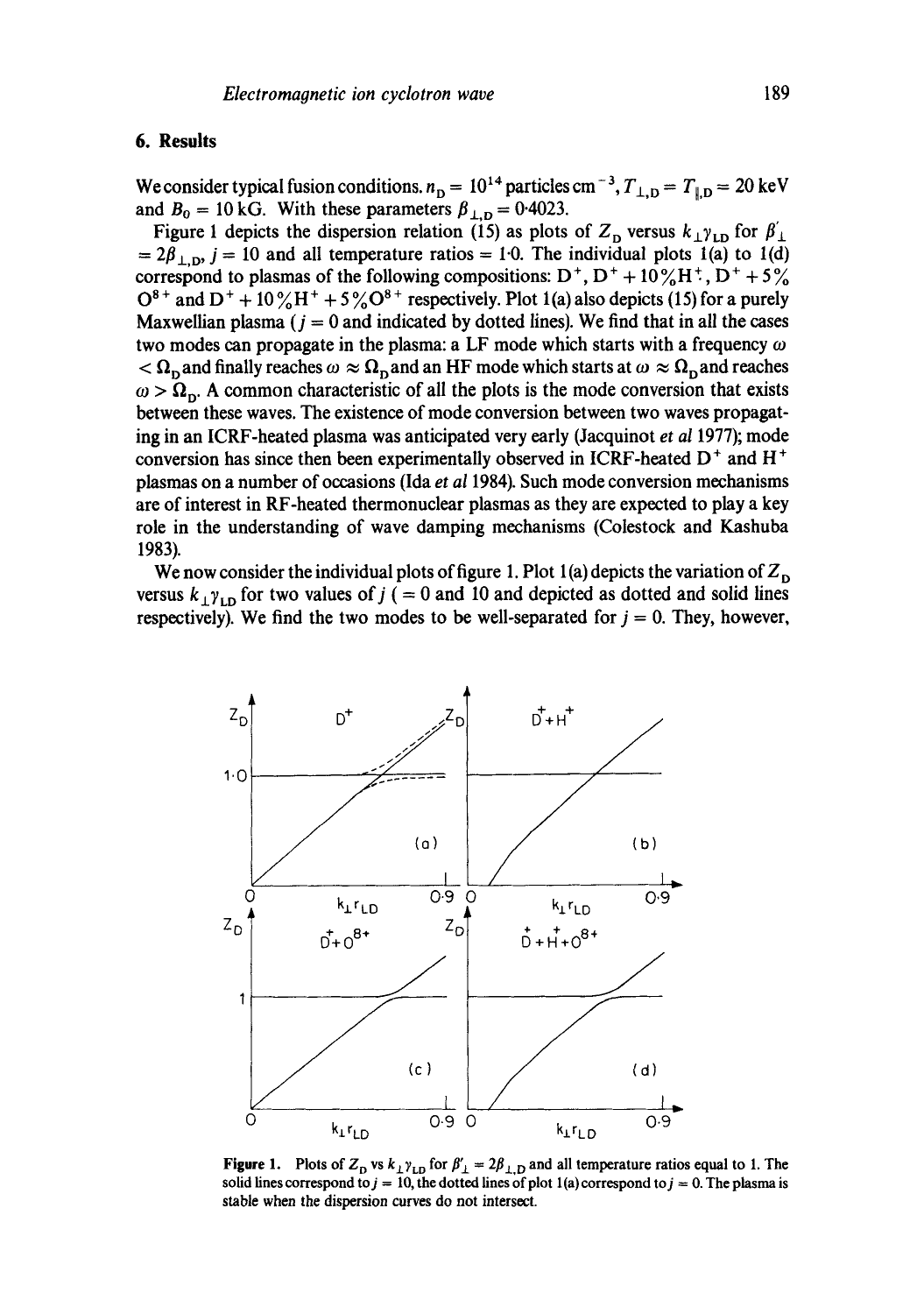## 6. Results

We consider typical fusion conditions. $n_D = 10^{14}$ particles cm$^{-3}$, $T_{\perp,D} = T_{\parallel,D} = 20$ keV and $B_0 = 10$ kG. With these parameters $\beta_{\perp,D} = 0.4023$.

Figure 1 depicts the dispersion relation (15) as plots of $Z_D$ versus $k_\perp \gamma_{LD}$ for $\beta'_\perp = 2\beta_{\perp,D}$, $j = 10$ and all temperature ratios $= 1.0$. The individual plots 1(a) to 1(d) correspond to plasmas of the following compositions: $D^+$, $D^+ + 10\% H^+$, $D^+ + 5\% O^{8+}$ and $D^+ + 10\% H^+ + 5\% O^{8+}$ respectively. Plot 1(a) also depicts (15) for a purely Maxwellian plasma ($j = 0$ and indicated by dotted lines). We find that in all the cases two modes can propagate in the plasma: a LF mode which starts with a frequency $\omega < \Omega_D$ and finally reaches $\omega \approx \Omega_D$ and an HF mode which starts at $\omega \approx \Omega_D$ and reaches $\omega > \Omega_D$. A common characteristic of all the plots is the mode conversion that exists between these waves. The existence of mode conversion between two waves propagating in an ICRF-heated plasma was anticipated very early (Jacquinot *et al* 1977); mode conversion has since then been experimentally observed in ICRF-heated $D^+$ and $H^+$ plasmas on a number of occasions (Ida *et al* 1984). Such mode conversion mechanisms are of interest in RF-heated thermonuclear plasmas as they are expected to play a key role in the understanding of wave damping mechanisms (Colestock and Kashuba 1983).

We now consider the individual plots of figure 1. Plot 1(a) depicts the variation of $Z_D$ versus $k_\perp \gamma_{LD}$ for two values of $j$ ($= 0$ and 10 and depicted as dotted and solid lines respectively). We find the two modes to be well-separated for $j = 0$. They, however,

**Figure 1.** Plots of $Z_D$ vs $k_\perp \gamma_{LD}$ for $\beta'_\perp = 2\beta_{\perp,D}$ and all temperature ratios equal to 1. The solid lines correspond to $j = 10$, the dotted lines of plot 1(a) correspond to $j = 0$. The plasma is stable when the dispersion curves do not intersect.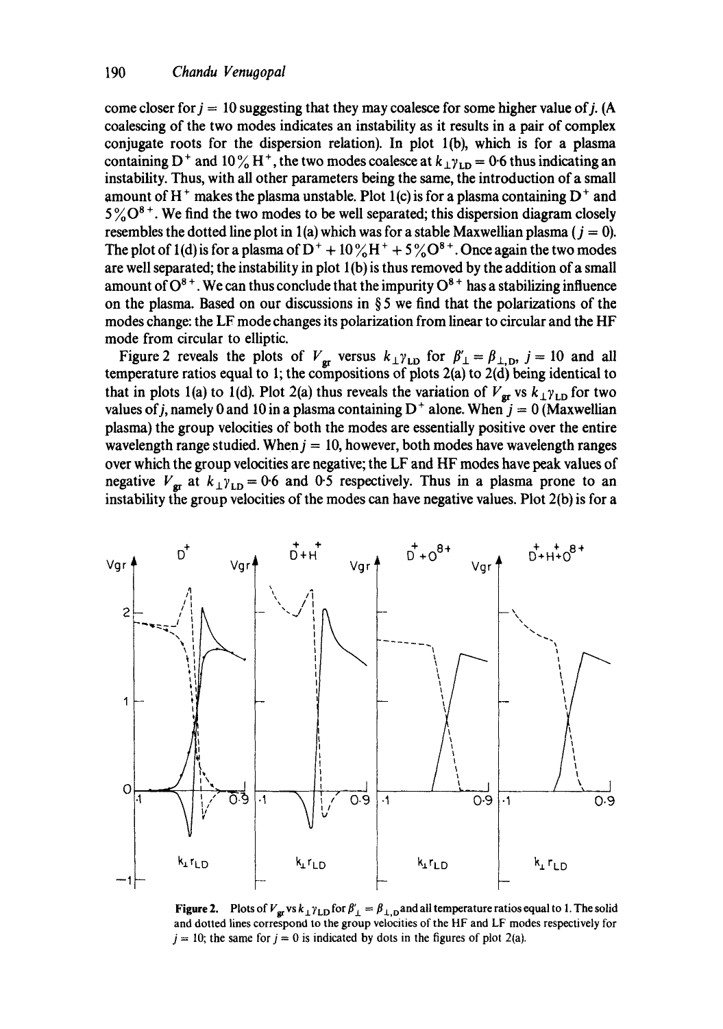come closer for $j = 10$ suggesting that they may coalesce for some higher value of $j$. (A coalescing of the two modes indicates an instability as it results in a pair of complex conjugate roots for the dispersion relation). In plot 1(b), which is for a plasma containing $D^+$ and 10% $H^+$, the two modes coalesce at $k_\perp \gamma_{LD} = 0.6$ thus indicating an instability. Thus, with all other parameters being the same, the introduction of a small amount of $H^+$ makes the plasma unstable. Plot 1(c) is for a plasma containing $D^+$ and 5% $O^{8+}$. We find the two modes to be well separated; this dispersion diagram closely resembles the dotted line plot in 1(a) which was for a stable Maxwellian plasma ($j = 0$). The plot of 1(d) is for a plasma of $D^+ + 10\% H^+ + 5\% O^{8+}$. Once again the two modes are well separated; the instability in plot 1(b) is thus removed by the addition of a small amount of $O^{8+}$. We can thus conclude that the impurity $O^{8+}$ has a stabilizing influence on the plasma. Based on our discussions in § 5 we find that the polarizations of the modes change: the LF mode changes its polarization from linear to circular and the HF mode from circular to elliptic.

Figure 2 reveals the plots of $V_{gr}$ versus $k_\perp \gamma_{LD}$ for $\beta'_\perp = \beta_{\perp,D}$, $j = 10$ and all temperature ratios equal to 1; the compositions of plots 2(a) to 2(d) being identical to that in plots 1(a) to 1(d). Plot 2(a) thus reveals the variation of $V_{gr}$ vs $k_\perp \gamma_{LD}$ for two values of $j$, namely 0 and 10 in a plasma containing $D^+$ alone. When $j = 0$ (Maxwellian plasma) the group velocities of both the modes are essentially positive over the entire wavelength range studied. When $j = 10$, however, both modes have wavelength ranges over which the group velocities are negative; the LF and HF modes have peak values of negative $V_{gr}$ at $k_\perp \gamma_{LD} = 0.6$ and 0.5 respectively. Thus in a plasma prone to an instability the group velocities of the modes can have negative values. Plot 2(b) is for a

**Figure 2.** Plots of $V_{gr}$ vs $k_\perp \gamma_{LD}$ for $\beta'_\perp = \beta_{\perp,D}$ and all temperature ratios equal to 1. The solid and dotted lines correspond to the group velocities of the HF and LF modes respectively for $j = 10$; the same for $j = 0$ is indicated by dots in the figures of plot 2(a).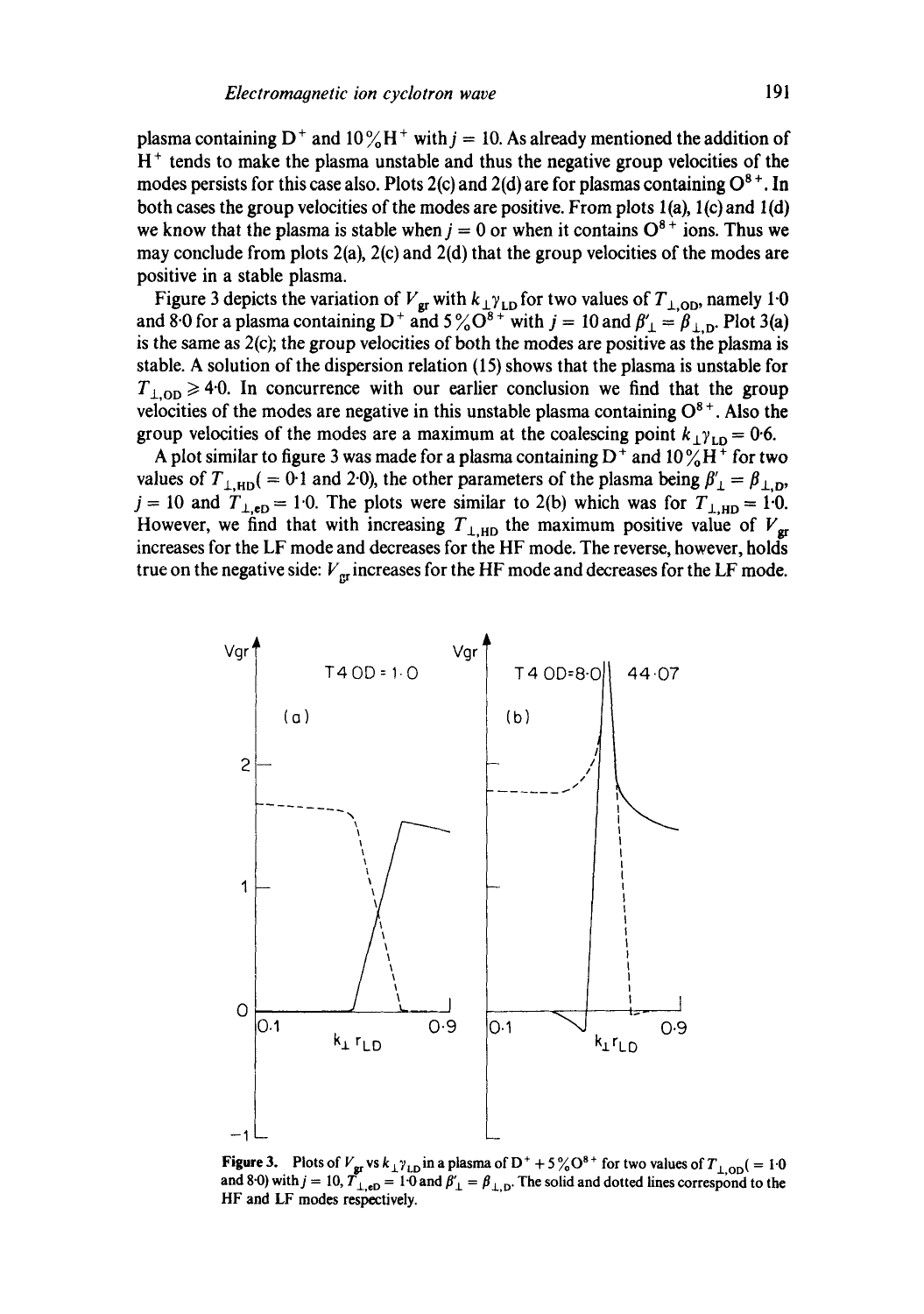plasma containing $D^+$ and 10% $H^+$ with $j = 10$. As already mentioned the addition of $H^+$ tends to make the plasma unstable and thus the negative group velocities of the modes persists for this case also. Plots 2(c) and 2(d) are for plasmas containing $O^{8+}$. In both cases the group velocities of the modes are positive. From plots 1(a), 1(c) and 1(d) we know that the plasma is stable when $j = 0$ or when it contains $O^{8+}$ ions. Thus we may conclude from plots 2(a), 2(c) and 2(d) that the group velocities of the modes are positive in a stable plasma.

Figure 3 depicts the variation of $V_{gr}$ with $k_\perp \gamma_{LD}$ for two values of $T_{\perp,OD}$, namely 1·0 and 8·0 for a plasma containing $D^+$ and 5% $O^{8+}$ with $j = 10$ and $\beta'_\perp = \beta_{\perp,D}$. Plot 3(a) is the same as 2(c); the group velocities of both the modes are positive as the plasma is stable. A solution of the dispersion relation (15) shows that the plasma is unstable for $T_{\perp,OD} \geqslant 4{\cdot}0$. In concurrence with our earlier conclusion we find that the group velocities of the modes are negative in this unstable plasma containing $O^{8+}$. Also the group velocities of the modes are a maximum at the coalescing point $k_\perp \gamma_{LD} = 0{\cdot}6$.

A plot similar to figure 3 was made for a plasma containing $D^+$ and 10% $H^+$ for two values of $T_{\perp,HD}$( = 0·1 and 2·0), the other parameters of the plasma being $\beta'_\perp = \beta_{\perp,D}$, $j = 10$ and $T_{\perp,eD} = 1{\cdot}0$. The plots were similar to 2(b) which was for $T_{\perp,HD} = 1{\cdot}0$. However, we find that with increasing $T_{\perp,HD}$ the maximum positive value of $V_{gr}$ increases for the LF mode and decreases for the HF mode. The reverse, however, holds true on the negative side: $V_{gr}$ increases for the HF mode and decreases for the LF mode.

**Figure 3.** Plots of $V_{gr}$ vs $k_\perp \gamma_{LD}$ in a plasma of $D^+$ + 5% $O^{8+}$ for two values of $T_{\perp,OD}$( = 1·0 and 8·0) with $j = 10$, $T_{\perp,eD} = 1{\cdot}0$ and $\beta'_\perp = \beta_{\perp,D}$. The solid and dotted lines correspond to the HF and LF modes respectively.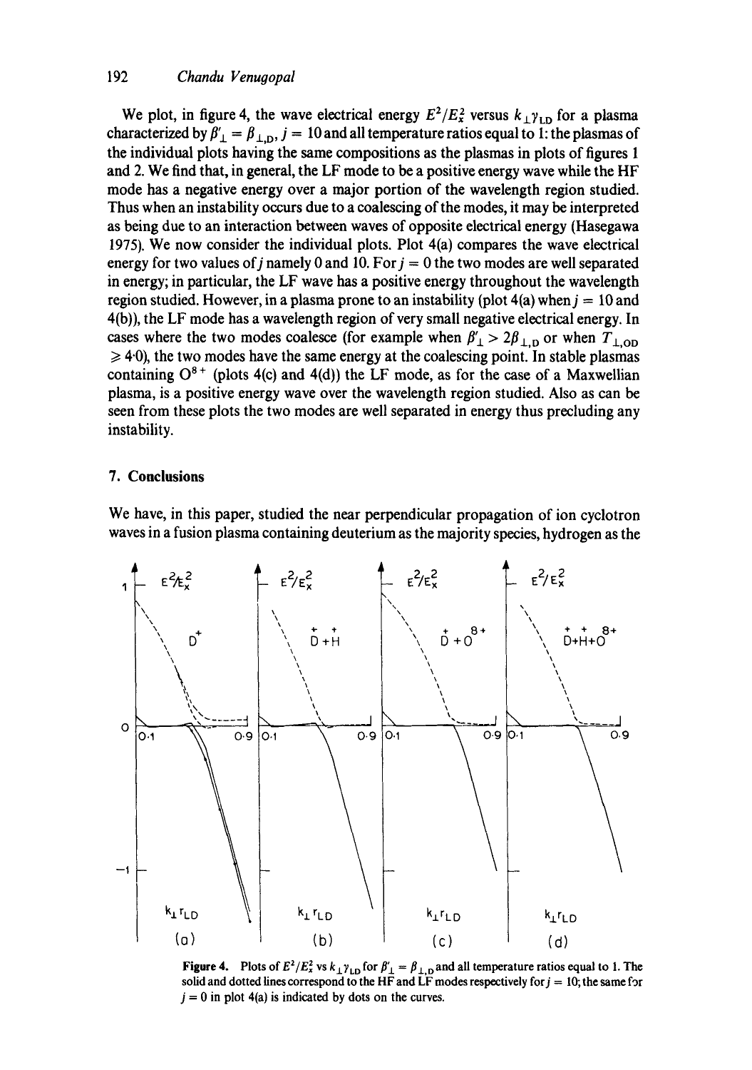We plot, in figure 4, the wave electrical energy $E^2/E_x^2$ versus $k_\perp \gamma_{LD}$ for a plasma characterized by $\beta'_\perp = \beta_{\perp,D}$, $j = 10$ and all temperature ratios equal to 1: the plasmas of the individual plots having the same compositions as the plasmas in plots of figures 1 and 2. We find that, in general, the LF mode to be a positive energy wave while the HF mode has a negative energy over a major portion of the wavelength region studied. Thus when an instability occurs due to a coalescing of the modes, it may be interpreted as being due to an interaction between waves of opposite electrical energy (Hasegawa 1975). We now consider the individual plots. Plot 4(a) compares the wave electrical energy for two values of $j$ namely 0 and 10. For $j = 0$ the two modes are well separated in energy; in particular, the LF wave has a positive energy throughout the wavelength region studied. However, in a plasma prone to an instability (plot 4(a) when $j = 10$ and 4(b)), the LF mode has a wavelength region of very small negative electrical energy. In cases where the two modes coalesce (for example when $\beta'_\perp > 2\beta_{\perp,D}$ or when $T_{\perp,OD} \geqslant 4{\cdot}0$), the two modes have the same energy at the coalescing point. In stable plasmas containing $O^{8+}$ (plots 4(c) and 4(d)) the LF mode, as for the case of a Maxwellian plasma, is a positive energy wave over the wavelength region studied. Also as can be seen from these plots the two modes are well separated in energy thus precluding any instability.

## 7. Conclusions

We have, in this paper, studied the near perpendicular propagation of ion cyclotron waves in a fusion plasma containing deuterium as the majority species, hydrogen as the

**Figure 4.** Plots of $E^2/E_x^2$ vs $k_\perp \gamma_{LD}$ for $\beta'_\perp = \beta_{\perp,D}$ and all temperature ratios equal to 1. The solid and dotted lines correspond to the HF and LF modes respectively for $j = 10$; the same for $j = 0$ in plot 4(a) is indicated by dots on the curves.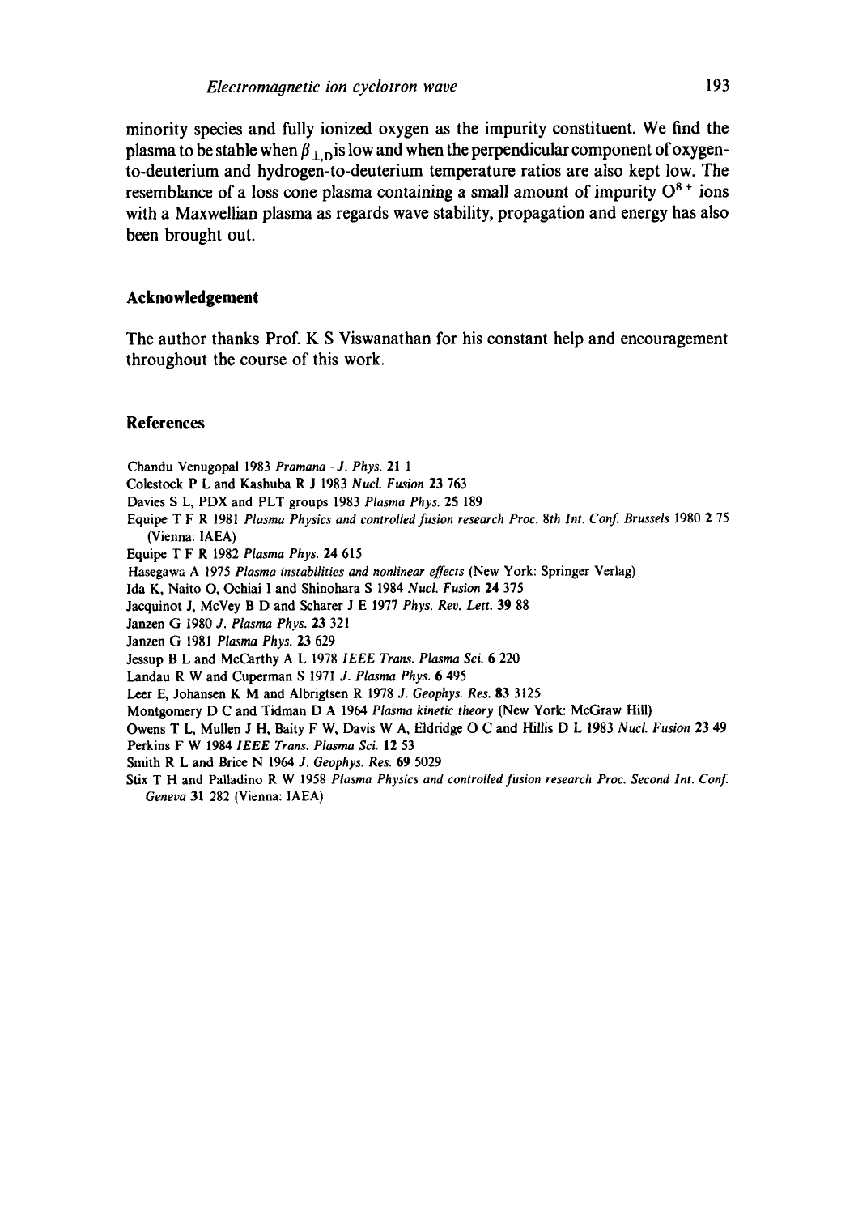minority species and fully ionized oxygen as the impurity constituent. We find the plasma to be stable when $\beta_{\perp,D}$ is low and when the perpendicular component of oxygen-to-deuterium and hydrogen-to-deuterium temperature ratios are also kept low. The resemblance of a loss cone plasma containing a small amount of impurity $O^{8+}$ ions with a Maxwellian plasma as regards wave stability, propagation and energy has also been brought out.

## Acknowledgement

The author thanks Prof. K S Viswanathan for his constant help and encouragement throughout the course of this work.

## References

Chandu Venugopal 1983 *Pramana – J. Phys.* **21** 1

Colestock P L and Kashuba R J 1983 *Nucl. Fusion* **23** 763

Davies S L, PDX and PLT groups 1983 *Plasma Phys.* **25** 189

Equipe T F R 1981 *Plasma Physics and controlled fusion research Proc. 8th Int. Conf. Brussels* 1980 **2** 75 (Vienna: IAEA)

Equipe T F R 1982 *Plasma Phys.* **24** 615

Hasegawa A 1975 *Plasma instabilities and nonlinear effects* (New York: Springer Verlag)

Ida K, Naito O, Ochiai I and Shinohara S 1984 *Nucl. Fusion* **24** 375

Jacquinot J, McVey B D and Scharer J E 1977 *Phys. Rev. Lett.* **39** 88

Janzen G 1980 *J. Plasma Phys.* **23** 321

Janzen G 1981 *Plasma Phys.* **23** 629

Jessup B L and McCarthy A L 1978 *IEEE Trans. Plasma Sci.* **6** 220

Landau R W and Cuperman S 1971 *J. Plasma Phys.* **6** 495

Leer E, Johansen K M and Albrigtsen R 1978 *J. Geophys. Res.* **83** 3125

Montgomery D C and Tidman D A 1964 *Plasma kinetic theory* (New York: McGraw Hill)

Owens T L, Mullen J H, Baity F W, Davis W A, Eldridge O C and Hillis D L 1983 *Nucl. Fusion* **23** 49

Perkins F W 1984 *IEEE Trans. Plasma Sci.* **12** 53

Smith R L and Brice N 1964 *J. Geophys. Res.* **69** 5029

Stix T H and Palladino R W 1958 *Plasma Physics and controlled fusion research Proc. Second Int. Conf. Geneva* **31** 282 (Vienna: IAEA)